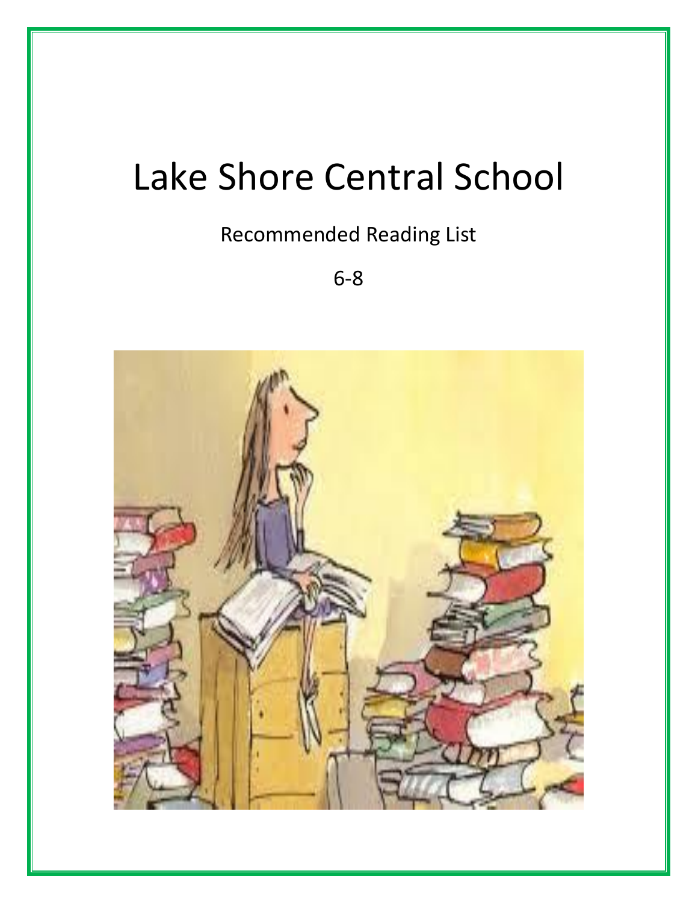# Lake Shore Central School

Recommended Reading List

6-8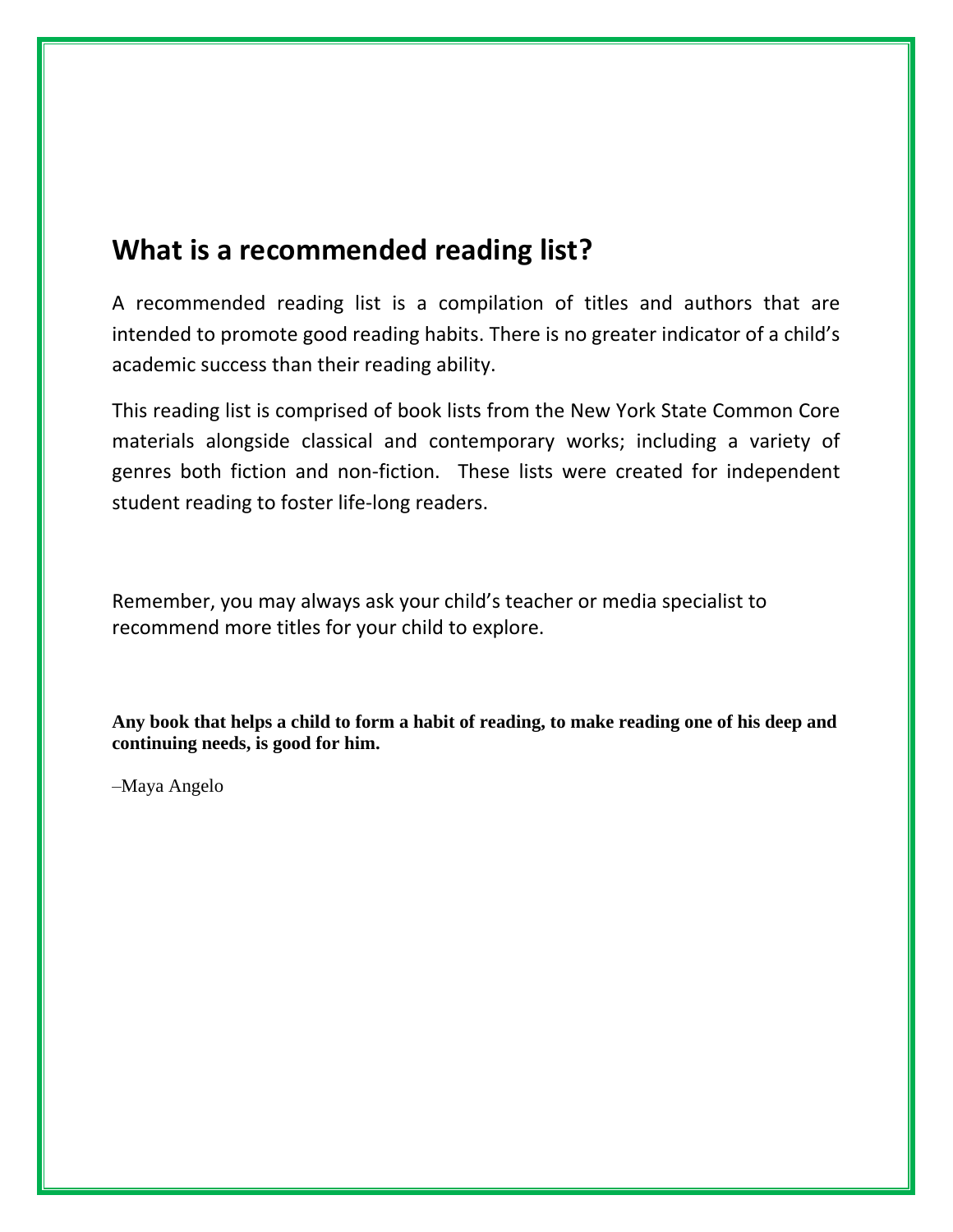## What is a recommended reading list?

A recommended reading list is a compilation of titles and authors that are intended to promote good reading habits. There is no greater indicator of a child's academic success than their reading ability.

This reading list is comprised of book lists from the New York State Common Core materials alongside classical and contemporary works; including a variety of genres both fiction and non-fiction. These lists were created for independent student reading to foster life-long readers.

Remember, you may always ask your child's teacher or media specialist to recommend more titles for your child to explore.

**Any book that helps a child to form a habit of reading, to make reading one of his deep and continuing needs, is good for him.**

–Maya Angelo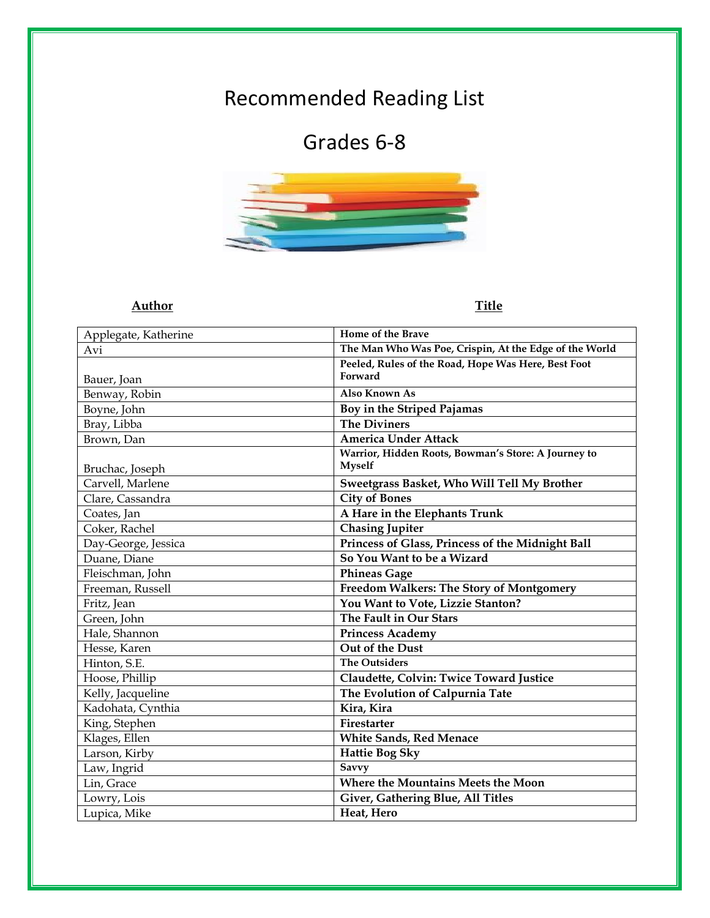# Recommended Reading List

## Grades 6-8

| Author | Title |
| --- | --- |
| Applegate, Katherine | **Home of the Brave** |
| Avi | **The Man Who Was Poe, Crispin, At the Edge of the World** |
| Bauer, Joan | **Peeled, Rules of the Road, Hope Was Here, Best Foot Forward** |
| Benway, Robin | **Also Known As** |
| Boyne, John | **Boy in the Striped Pajamas** |
| Bray, Libba | **The Diviners** |
| Brown, Dan | **America Under Attack** |
| Bruchac, Joseph | **Warrior, Hidden Roots, Bowman's Store: A Journey to Myself** |
| Carvell, Marlene | **Sweetgrass Basket, Who Will Tell My Brother** |
| Clare, Cassandra | **City of Bones** |
| Coates, Jan | **A Hare in the Elephants Trunk** |
| Coker, Rachel | **Chasing Jupiter** |
| Day-George, Jessica | **Princess of Glass, Princess of the Midnight Ball** |
| Duane, Diane | **So You Want to be a Wizard** |
| Fleischman, John | **Phineas Gage** |
| Freeman, Russell | **Freedom Walkers: The Story of Montgomery** |
| Fritz, Jean | **You Want to Vote, Lizzie Stanton?** |
| Green, John | **The Fault in Our Stars** |
| Hale, Shannon | **Princess Academy** |
| Hesse, Karen | **Out of the Dust** |
| Hinton, S.E. | **The Outsiders** |
| Hoose, Phillip | **Claudette, Colvin: Twice Toward Justice** |
| Kelly, Jacqueline | **The Evolution of Calpurnia Tate** |
| Kadohata, Cynthia | **Kira, Kira** |
| King, Stephen | **Firestarter** |
| Klages, Ellen | **White Sands, Red Menace** |
| Larson, Kirby | **Hattie Bog Sky** |
| Law, Ingrid | **Savvy** |
| Lin, Grace | **Where the Mountains Meets the Moon** |
| Lowry, Lois | **Giver, Gathering Blue, All Titles** |
| Lupica, Mike | **Heat, Hero** |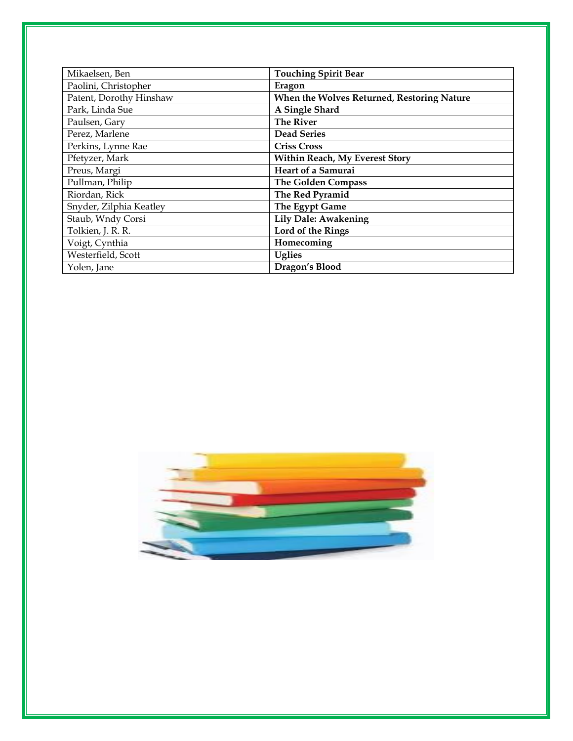| | |
|---|---|
| Mikaelsen, Ben | **Touching Spirit Bear** |
| Paolini, Christopher | **Eragon** |
| Patent, Dorothy Hinshaw | **When the Wolves Returned, Restoring Nature** |
| Park, Linda Sue | **A Single Shard** |
| Paulsen, Gary | **The River** |
| Perez, Marlene | **Dead Series** |
| Perkins, Lynne Rae | **Criss Cross** |
| Pfetyzer, Mark | **Within Reach, My Everest Story** |
| Preus, Margi | **Heart of a Samurai** |
| Pullman, Philip | **The Golden Compass** |
| Riordan, Rick | **The Red Pyramid** |
| Snyder, Zilphia Keatley | **The Egypt Game** |
| Staub, Wndy Corsi | **Lily Dale: Awakening** |
| Tolkien, J. R. R. | **Lord of the Rings** |
| Voigt, Cynthia | **Homecoming** |
| Westerfield, Scott | **Uglies** |
| Yolen, Jane | **Dragon's Blood** |